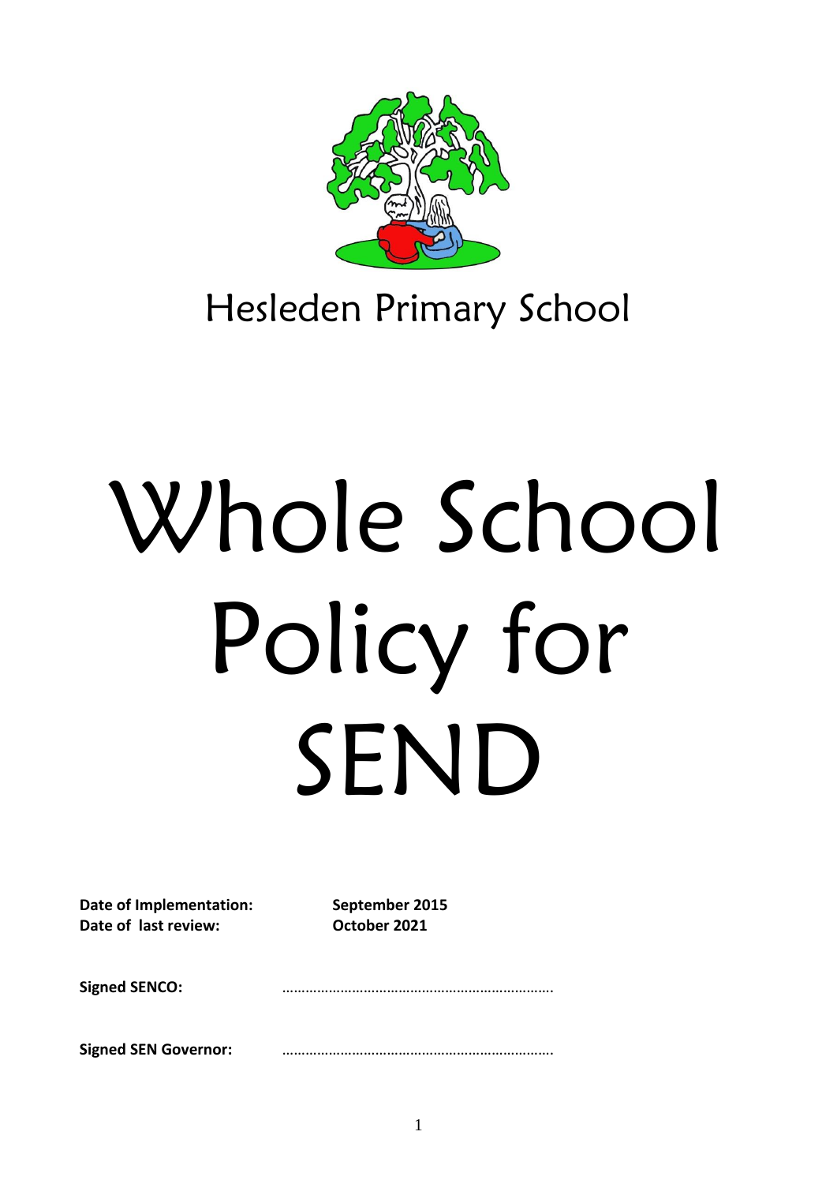Hesleden Primary School

# Whole School Policy for SEND

**Date of Implementation:** **September 2015**
**Date of last review:** **October 2021**

**Signed SENCO:** …………………………………………………………….

**Signed SEN Governor:** …………………………………………………………….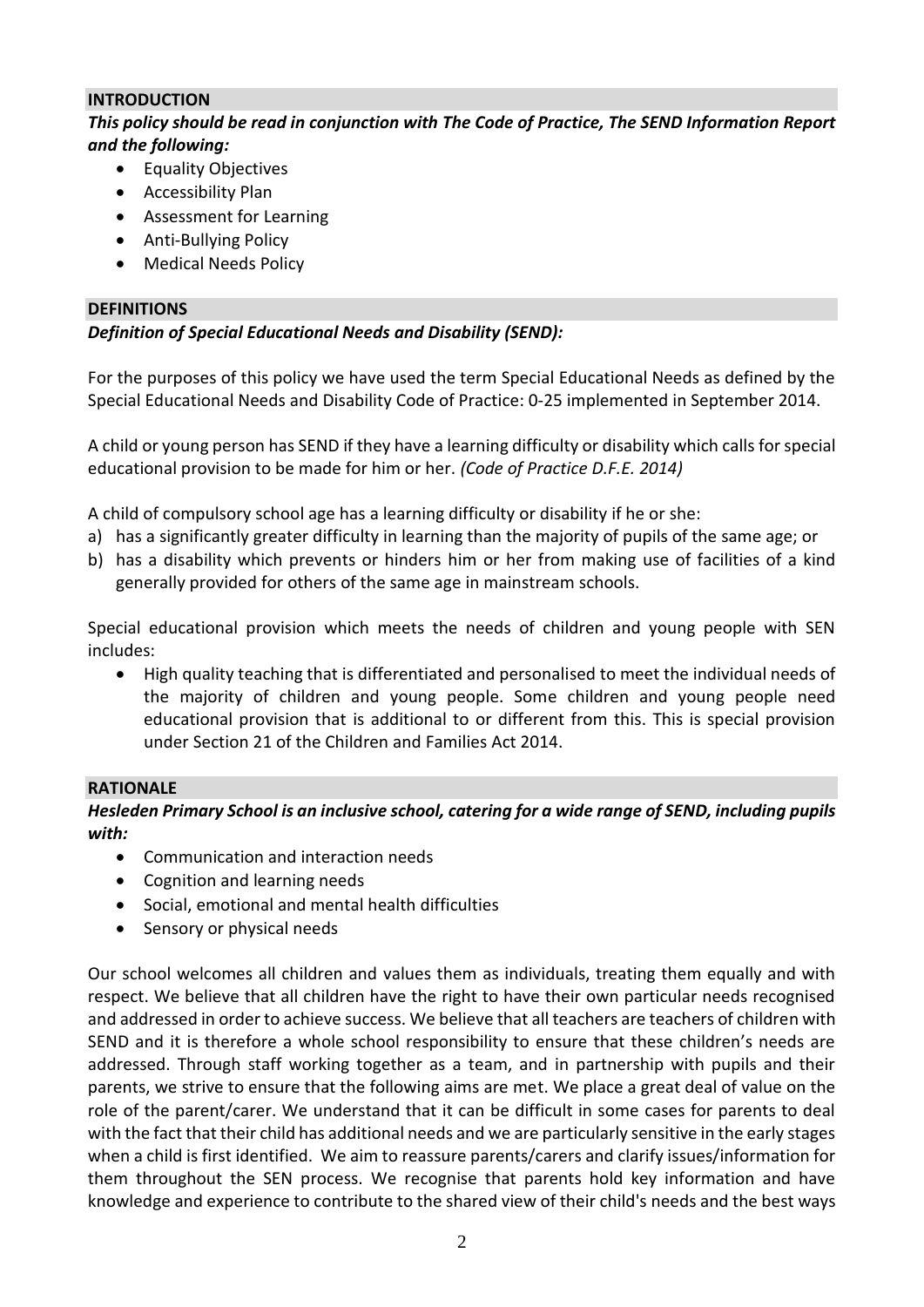## INTRODUCTION

***This policy should be read in conjunction with The Code of Practice, The SEND Information Report and the following:***

- Equality Objectives
- Accessibility Plan
- Assessment for Learning
- Anti-Bullying Policy
- Medical Needs Policy

## DEFINITIONS

***Definition of Special Educational Needs and Disability (SEND):***

For the purposes of this policy we have used the term Special Educational Needs as defined by the Special Educational Needs and Disability Code of Practice: 0-25 implemented in September 2014.

A child or young person has SEND if they have a learning difficulty or disability which calls for special educational provision to be made for him or her. *(Code of Practice D.F.E. 2014)*

A child of compulsory school age has a learning difficulty or disability if he or she:

a) has a significantly greater difficulty in learning than the majority of pupils of the same age; or
b) has a disability which prevents or hinders him or her from making use of facilities of a kind generally provided for others of the same age in mainstream schools.

Special educational provision which meets the needs of children and young people with SEN includes:

- High quality teaching that is differentiated and personalised to meet the individual needs of the majority of children and young people. Some children and young people need educational provision that is additional to or different from this. This is special provision under Section 21 of the Children and Families Act 2014.

## RATIONALE

***Hesleden Primary School is an inclusive school, catering for a wide range of SEND, including pupils with:***

- Communication and interaction needs
- Cognition and learning needs
- Social, emotional and mental health difficulties
- Sensory or physical needs

Our school welcomes all children and values them as individuals, treating them equally and with respect. We believe that all children have the right to have their own particular needs recognised and addressed in order to achieve success. We believe that all teachers are teachers of children with SEND and it is therefore a whole school responsibility to ensure that these children's needs are addressed. Through staff working together as a team, and in partnership with pupils and their parents, we strive to ensure that the following aims are met. We place a great deal of value on the role of the parent/carer. We understand that it can be difficult in some cases for parents to deal with the fact that their child has additional needs and we are particularly sensitive in the early stages when a child is first identified. We aim to reassure parents/carers and clarify issues/information for them throughout the SEN process. We recognise that parents hold key information and have knowledge and experience to contribute to the shared view of their child's needs and the best ways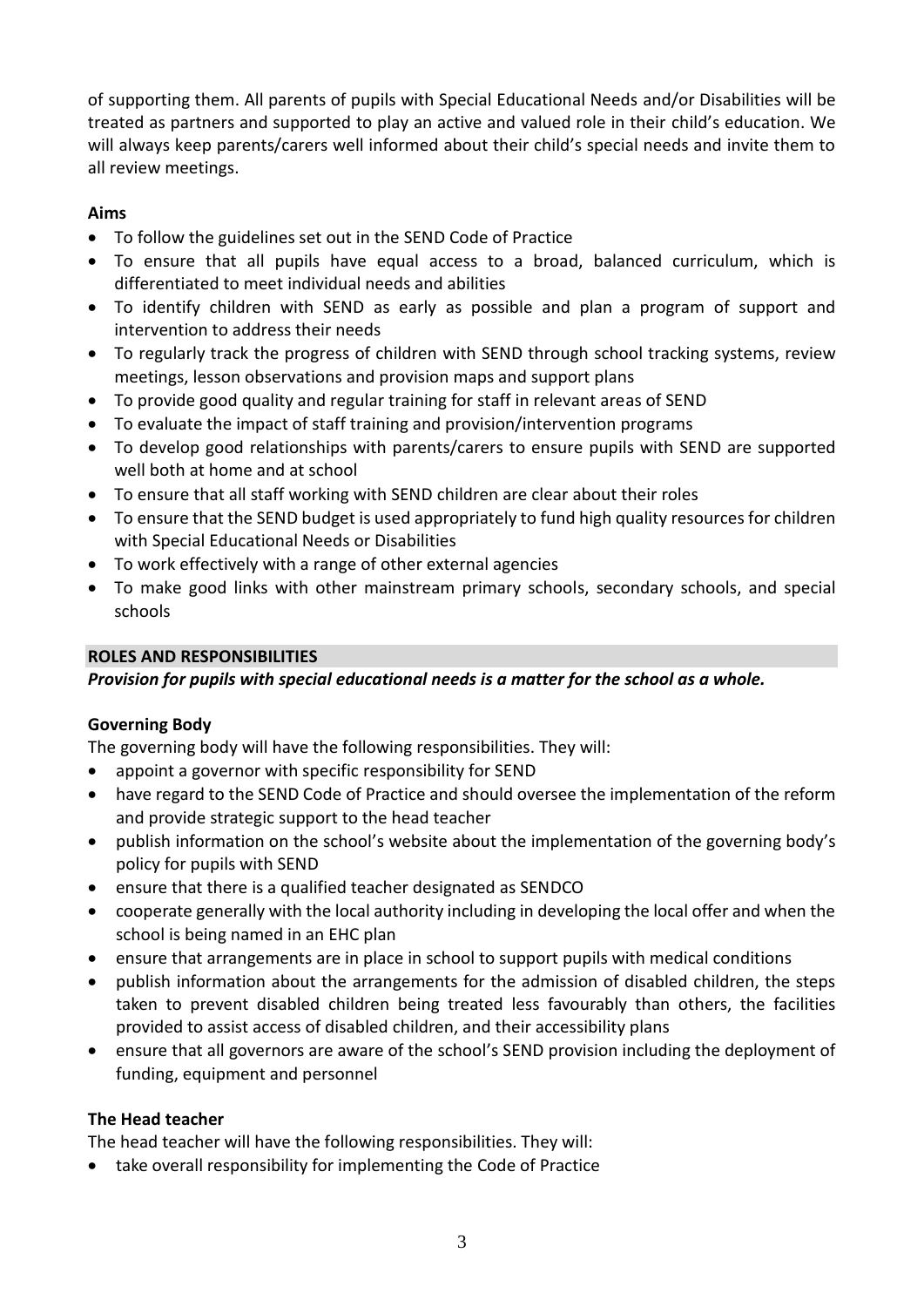of supporting them. All parents of pupils with Special Educational Needs and/or Disabilities will be treated as partners and supported to play an active and valued role in their child's education. We will always keep parents/carers well informed about their child's special needs and invite them to all review meetings.

**Aims**

- To follow the guidelines set out in the SEND Code of Practice
- To ensure that all pupils have equal access to a broad, balanced curriculum, which is differentiated to meet individual needs and abilities
- To identify children with SEND as early as possible and plan a program of support and intervention to address their needs
- To regularly track the progress of children with SEND through school tracking systems, review meetings, lesson observations and provision maps and support plans
- To provide good quality and regular training for staff in relevant areas of SEND
- To evaluate the impact of staff training and provision/intervention programs
- To develop good relationships with parents/carers to ensure pupils with SEND are supported well both at home and at school
- To ensure that all staff working with SEND children are clear about their roles
- To ensure that the SEND budget is used appropriately to fund high quality resources for children with Special Educational Needs or Disabilities
- To work effectively with a range of other external agencies
- To make good links with other mainstream primary schools, secondary schools, and special schools

## ROLES AND RESPONSIBILITIES

***Provision for pupils with special educational needs is a matter for the school as a whole.***

**Governing Body**

The governing body will have the following responsibilities. They will:

- appoint a governor with specific responsibility for SEND
- have regard to the SEND Code of Practice and should oversee the implementation of the reform and provide strategic support to the head teacher
- publish information on the school's website about the implementation of the governing body's policy for pupils with SEND
- ensure that there is a qualified teacher designated as SENDCO
- cooperate generally with the local authority including in developing the local offer and when the school is being named in an EHC plan
- ensure that arrangements are in place in school to support pupils with medical conditions
- publish information about the arrangements for the admission of disabled children, the steps taken to prevent disabled children being treated less favourably than others, the facilities provided to assist access of disabled children, and their accessibility plans
- ensure that all governors are aware of the school's SEND provision including the deployment of funding, equipment and personnel

**The Head teacher**

The head teacher will have the following responsibilities. They will:

- take overall responsibility for implementing the Code of Practice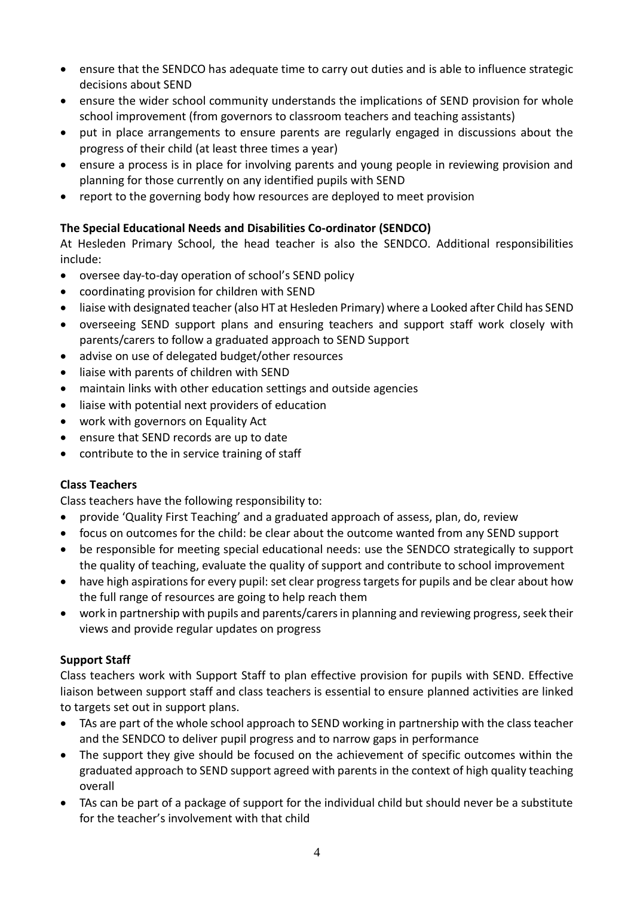- ensure that the SENDCO has adequate time to carry out duties and is able to influence strategic decisions about SEND
- ensure the wider school community understands the implications of SEND provision for whole school improvement (from governors to classroom teachers and teaching assistants)
- put in place arrangements to ensure parents are regularly engaged in discussions about the progress of their child (at least three times a year)
- ensure a process is in place for involving parents and young people in reviewing provision and planning for those currently on any identified pupils with SEND
- report to the governing body how resources are deployed to meet provision

**The Special Educational Needs and Disabilities Co-ordinator (SENDCO)**

At Hesleden Primary School, the head teacher is also the SENDCO. Additional responsibilities include:

- oversee day-to-day operation of school's SEND policy
- coordinating provision for children with SEND
- liaise with designated teacher (also HT at Hesleden Primary) where a Looked after Child has SEND
- overseeing SEND support plans and ensuring teachers and support staff work closely with parents/carers to follow a graduated approach to SEND Support
- advise on use of delegated budget/other resources
- liaise with parents of children with SEND
- maintain links with other education settings and outside agencies
- liaise with potential next providers of education
- work with governors on Equality Act
- ensure that SEND records are up to date
- contribute to the in service training of staff

**Class Teachers**

Class teachers have the following responsibility to:

- provide 'Quality First Teaching' and a graduated approach of assess, plan, do, review
- focus on outcomes for the child: be clear about the outcome wanted from any SEND support
- be responsible for meeting special educational needs: use the SENDCO strategically to support the quality of teaching, evaluate the quality of support and contribute to school improvement
- have high aspirations for every pupil: set clear progress targets for pupils and be clear about how the full range of resources are going to help reach them
- work in partnership with pupils and parents/carers in planning and reviewing progress, seek their views and provide regular updates on progress

**Support Staff**

Class teachers work with Support Staff to plan effective provision for pupils with SEND. Effective liaison between support staff and class teachers is essential to ensure planned activities are linked to targets set out in support plans.

- TAs are part of the whole school approach to SEND working in partnership with the class teacher and the SENDCO to deliver pupil progress and to narrow gaps in performance
- The support they give should be focused on the achievement of specific outcomes within the graduated approach to SEND support agreed with parents in the context of high quality teaching overall
- TAs can be part of a package of support for the individual child but should never be a substitute for the teacher's involvement with that child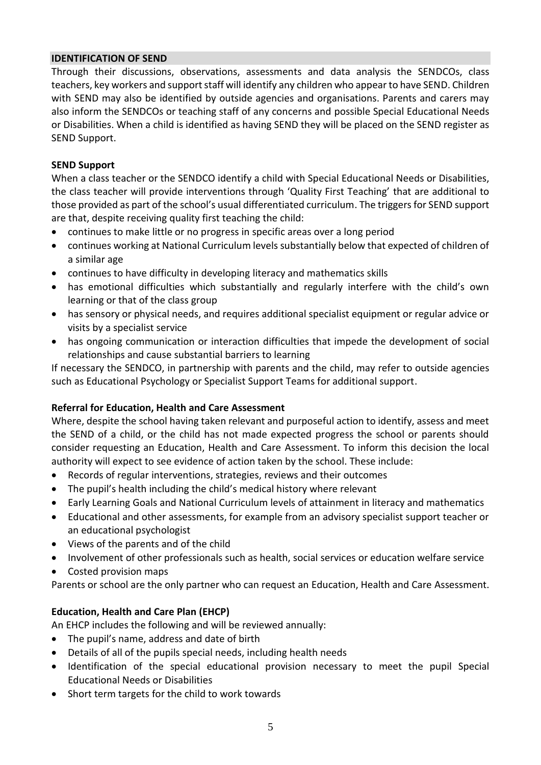## IDENTIFICATION OF SEND

Through their discussions, observations, assessments and data analysis the SENDCOs, class teachers, key workers and support staff will identify any children who appear to have SEND. Children with SEND may also be identified by outside agencies and organisations. Parents and carers may also inform the SENDCOs or teaching staff of any concerns and possible Special Educational Needs or Disabilities. When a child is identified as having SEND they will be placed on the SEND register as SEND Support.

### SEND Support

When a class teacher or the SENDCO identify a child with Special Educational Needs or Disabilities, the class teacher will provide interventions through 'Quality First Teaching' that are additional to those provided as part of the school's usual differentiated curriculum. The triggers for SEND support are that, despite receiving quality first teaching the child:

- continues to make little or no progress in specific areas over a long period
- continues working at National Curriculum levels substantially below that expected of children of a similar age
- continues to have difficulty in developing literacy and mathematics skills
- has emotional difficulties which substantially and regularly interfere with the child's own learning or that of the class group
- has sensory or physical needs, and requires additional specialist equipment or regular advice or visits by a specialist service
- has ongoing communication or interaction difficulties that impede the development of social relationships and cause substantial barriers to learning

If necessary the SENDCO, in partnership with parents and the child, may refer to outside agencies such as Educational Psychology or Specialist Support Teams for additional support.

### Referral for Education, Health and Care Assessment

Where, despite the school having taken relevant and purposeful action to identify, assess and meet the SEND of a child, or the child has not made expected progress the school or parents should consider requesting an Education, Health and Care Assessment. To inform this decision the local authority will expect to see evidence of action taken by the school. These include:

- Records of regular interventions, strategies, reviews and their outcomes
- The pupil's health including the child's medical history where relevant
- Early Learning Goals and National Curriculum levels of attainment in literacy and mathematics
- Educational and other assessments, for example from an advisory specialist support teacher or an educational psychologist
- Views of the parents and of the child
- Involvement of other professionals such as health, social services or education welfare service
- Costed provision maps

Parents or school are the only partner who can request an Education, Health and Care Assessment.

### Education, Health and Care Plan (EHCP)

An EHCP includes the following and will be reviewed annually:

- The pupil's name, address and date of birth
- Details of all of the pupils special needs, including health needs
- Identification of the special educational provision necessary to meet the pupil Special Educational Needs or Disabilities
- Short term targets for the child to work towards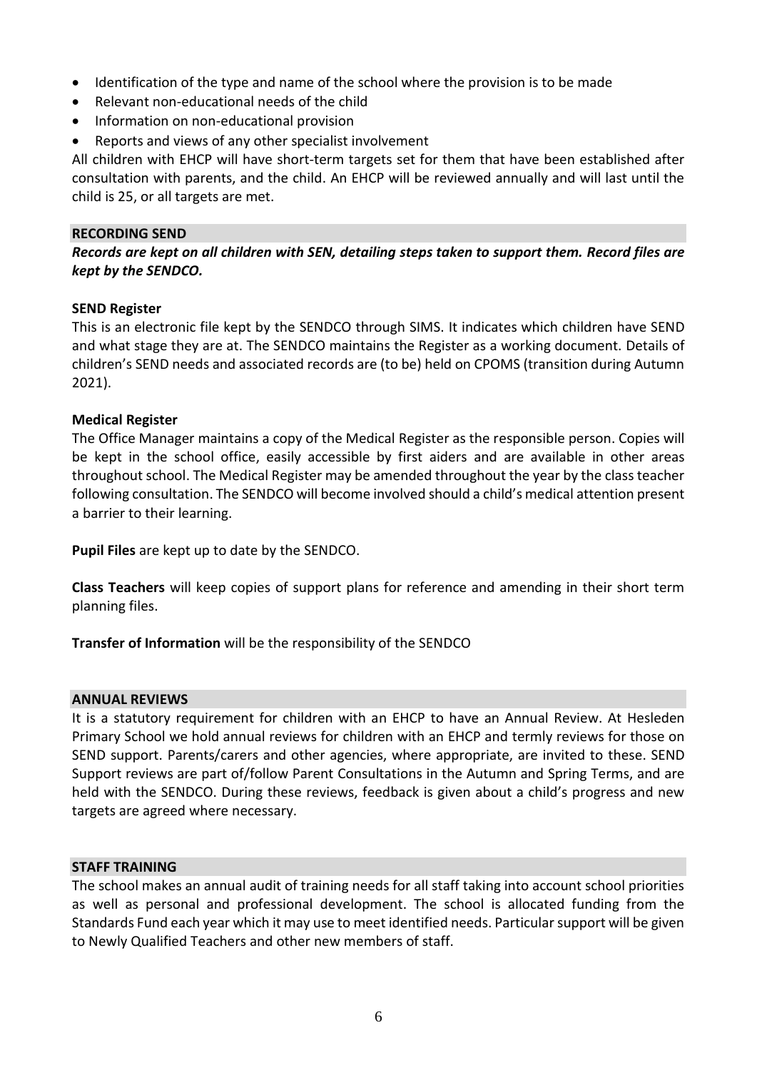- Identification of the type and name of the school where the provision is to be made
- Relevant non-educational needs of the child
- Information on non-educational provision
- Reports and views of any other specialist involvement

All children with EHCP will have short-term targets set for them that have been established after consultation with parents, and the child. An EHCP will be reviewed annually and will last until the child is 25, or all targets are met.

## RECORDING SEND

***Records are kept on all children with SEN, detailing steps taken to support them. Record files are kept by the SENDCO.***

**SEND Register**

This is an electronic file kept by the SENDCO through SIMS. It indicates which children have SEND and what stage they are at. The SENDCO maintains the Register as a working document. Details of children's SEND needs and associated records are (to be) held on CPOMS (transition during Autumn 2021).

**Medical Register**

The Office Manager maintains a copy of the Medical Register as the responsible person. Copies will be kept in the school office, easily accessible by first aiders and are available in other areas throughout school. The Medical Register may be amended throughout the year by the class teacher following consultation. The SENDCO will become involved should a child's medical attention present a barrier to their learning.

**Pupil Files** are kept up to date by the SENDCO.

**Class Teachers** will keep copies of support plans for reference and amending in their short term planning files.

**Transfer of Information** will be the responsibility of the SENDCO

## ANNUAL REVIEWS

It is a statutory requirement for children with an EHCP to have an Annual Review. At Hesleden Primary School we hold annual reviews for children with an EHCP and termly reviews for those on SEND support. Parents/carers and other agencies, where appropriate, are invited to these. SEND Support reviews are part of/follow Parent Consultations in the Autumn and Spring Terms, and are held with the SENDCO. During these reviews, feedback is given about a child's progress and new targets are agreed where necessary.

## STAFF TRAINING

The school makes an annual audit of training needs for all staff taking into account school priorities as well as personal and professional development. The school is allocated funding from the Standards Fund each year which it may use to meet identified needs. Particular support will be given to Newly Qualified Teachers and other new members of staff.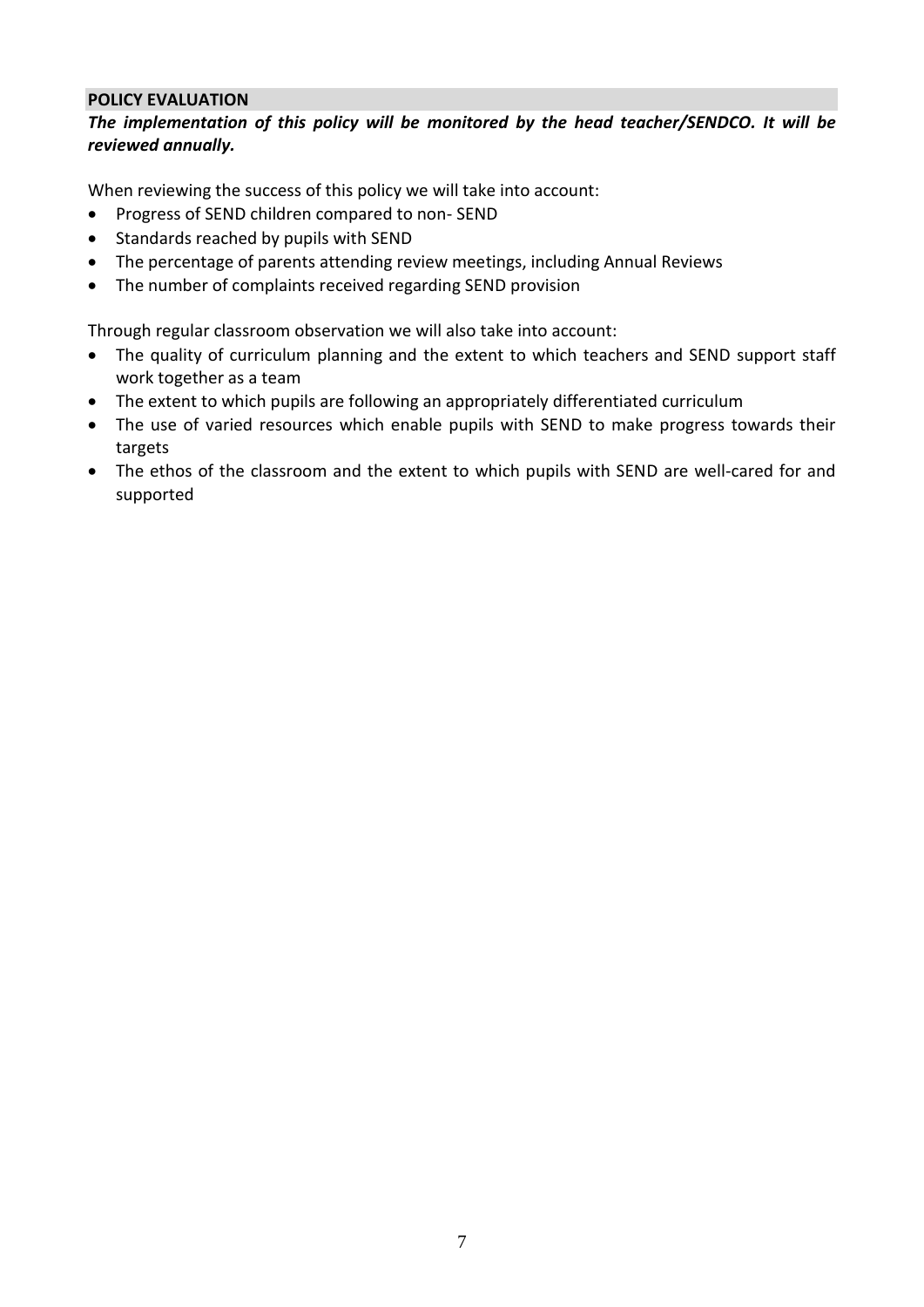## POLICY EVALUATION

***The implementation of this policy will be monitored by the head teacher/SENDCO. It will be reviewed annually.***

When reviewing the success of this policy we will take into account:

- Progress of SEND children compared to non- SEND
- Standards reached by pupils with SEND
- The percentage of parents attending review meetings, including Annual Reviews
- The number of complaints received regarding SEND provision

Through regular classroom observation we will also take into account:

- The quality of curriculum planning and the extent to which teachers and SEND support staff work together as a team
- The extent to which pupils are following an appropriately differentiated curriculum
- The use of varied resources which enable pupils with SEND to make progress towards their targets
- The ethos of the classroom and the extent to which pupils with SEND are well-cared for and supported